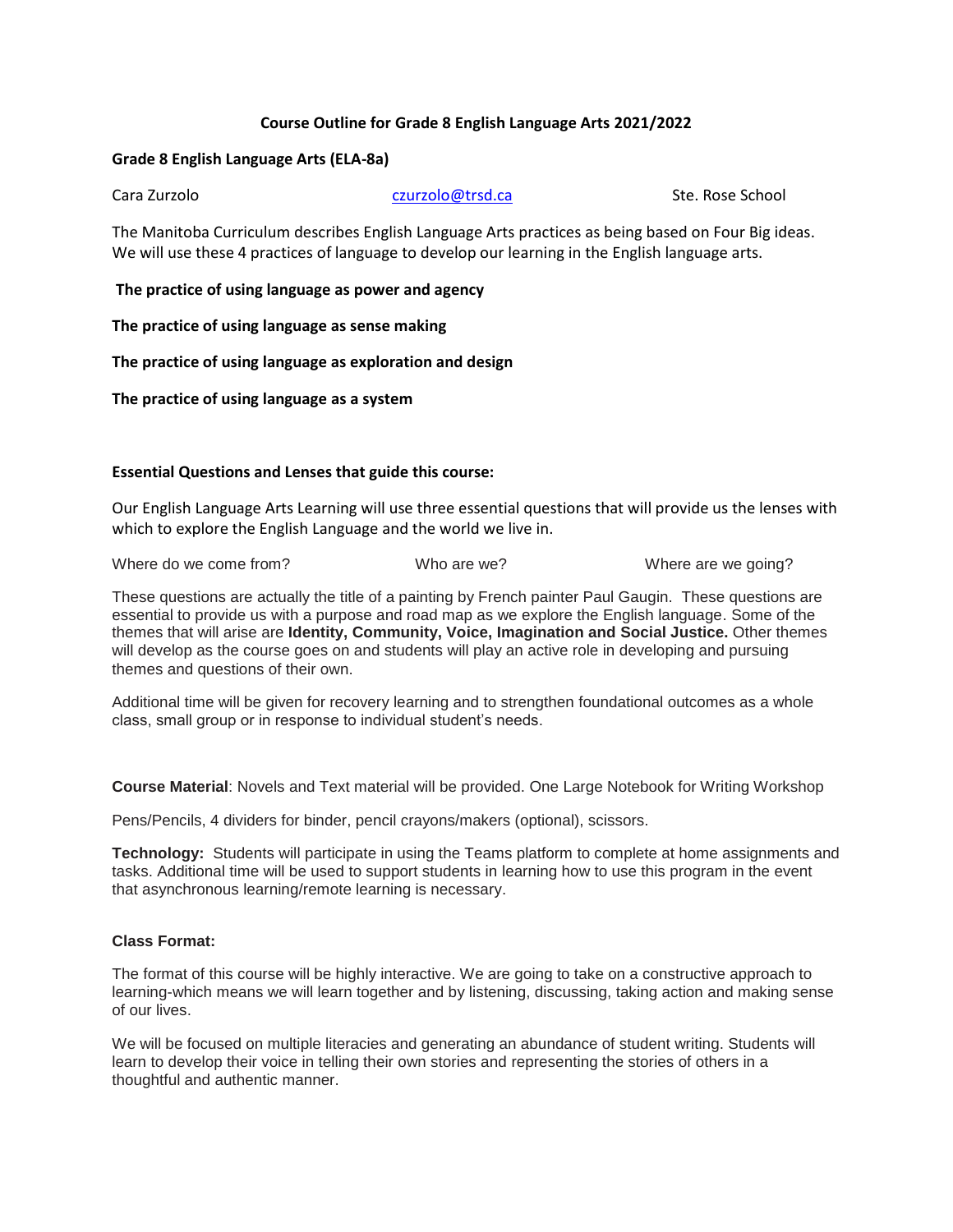# Course Outline for Grade 8 English Language Arts 2021/2022

**Grade 8 English Language Arts (ELA-8a)**

Cara Zurzolo        czurzolo@trsd.ca        Ste. Rose School

The Manitoba Curriculum describes English Language Arts practices as being based on Four Big ideas. We will use these 4 practices of language to develop our learning in the English language arts.

**The practice of using language as power and agency**

**The practice of using language as sense making**

**The practice of using language as exploration and design**

**The practice of using language as a system**

### Essential Questions and Lenses that guide this course:

Our English Language Arts Learning will use three essential questions that will provide us the lenses with which to explore the English Language and the world we live in.

Where do we come from?        Who are we?        Where are we going?

These questions are actually the title of a painting by French painter Paul Gaugin. These questions are essential to provide us with a purpose and road map as we explore the English language. Some of the themes that will arise are **Identity, Community, Voice, Imagination and Social Justice.** Other themes will develop as the course goes on and students will play an active role in developing and pursuing themes and questions of their own.

Additional time will be given for recovery learning and to strengthen foundational outcomes as a whole class, small group or in response to individual student's needs.

**Course Material**: Novels and Text material will be provided. One Large Notebook for Writing Workshop

Pens/Pencils, 4 dividers for binder, pencil crayons/makers (optional), scissors.

**Technology:** Students will participate in using the Teams platform to complete at home assignments and tasks. Additional time will be used to support students in learning how to use this program in the event that asynchronous learning/remote learning is necessary.

### Class Format:

The format of this course will be highly interactive. We are going to take on a constructive approach to learning-which means we will learn together and by listening, discussing, taking action and making sense of our lives.

We will be focused on multiple literacies and generating an abundance of student writing. Students will learn to develop their voice in telling their own stories and representing the stories of others in a thoughtful and authentic manner.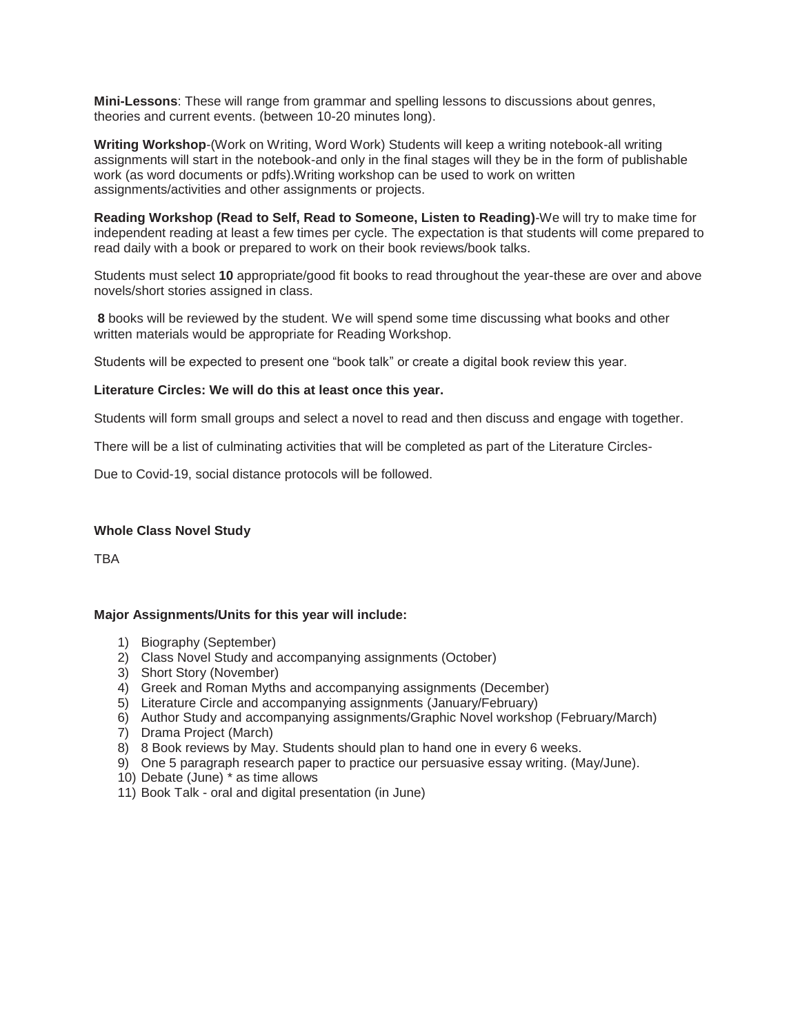**Mini-Lessons**: These will range from grammar and spelling lessons to discussions about genres, theories and current events. (between 10-20 minutes long).

**Writing Workshop**-(Work on Writing, Word Work) Students will keep a writing notebook-all writing assignments will start in the notebook-and only in the final stages will they be in the form of publishable work (as word documents or pdfs).Writing workshop can be used to work on written assignments/activities and other assignments or projects.

**Reading Workshop (Read to Self, Read to Someone, Listen to Reading)**-We will try to make time for independent reading at least a few times per cycle. The expectation is that students will come prepared to read daily with a book or prepared to work on their book reviews/book talks.

Students must select **10** appropriate/good fit books to read throughout the year-these are over and above novels/short stories assigned in class.

**8** books will be reviewed by the student. We will spend some time discussing what books and other written materials would be appropriate for Reading Workshop.

Students will be expected to present one "book talk" or create a digital book review this year.

**Literature Circles: We will do this at least once this year.**

Students will form small groups and select a novel to read and then discuss and engage with together.

There will be a list of culminating activities that will be completed as part of the Literature Circles-

Due to Covid-19, social distance protocols will be followed.

**Whole Class Novel Study**

TBA

**Major Assignments/Units for this year will include:**

1) Biography (September)
2) Class Novel Study and accompanying assignments (October)
3) Short Story (November)
4) Greek and Roman Myths and accompanying assignments (December)
5) Literature Circle and accompanying assignments (January/February)
6) Author Study and accompanying assignments/Graphic Novel workshop (February/March)
7) Drama Project (March)
8) 8 Book reviews by May. Students should plan to hand one in every 6 weeks.
9) One 5 paragraph research paper to practice our persuasive essay writing. (May/June).
10) Debate (June) * as time allows
11) Book Talk - oral and digital presentation (in June)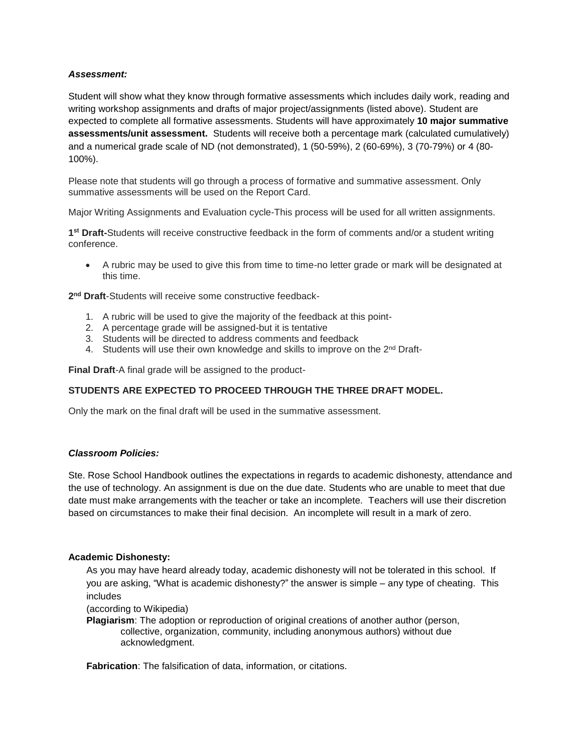***Assessment:***

Student will show what they know through formative assessments which includes daily work, reading and writing workshop assignments and drafts of major project/assignments (listed above). Student are expected to complete all formative assessments. Students will have approximately **10 major summative assessments/unit assessment.** Students will receive both a percentage mark (calculated cumulatively) and a numerical grade scale of ND (not demonstrated), 1 (50-59%), 2 (60-69%), 3 (70-79%) or 4 (80-100%).

Please note that students will go through a process of formative and summative assessment. Only summative assessments will be used on the Report Card.

Major Writing Assignments and Evaluation cycle-This process will be used for all written assignments.

**1st Draft-**Students will receive constructive feedback in the form of comments and/or a student writing conference.

- A rubric may be used to give this from time to time-no letter grade or mark will be designated at this time.

**2nd Draft**-Students will receive some constructive feedback-

1. A rubric will be used to give the majority of the feedback at this point-
2. A percentage grade will be assigned-but it is tentative
3. Students will be directed to address comments and feedback
4. Students will use their own knowledge and skills to improve on the 2nd Draft-

**Final Draft**-A final grade will be assigned to the product-

**STUDENTS ARE EXPECTED TO PROCEED THROUGH THE THREE DRAFT MODEL.**

Only the mark on the final draft will be used in the summative assessment.

***Classroom Policies:***

Ste. Rose School Handbook outlines the expectations in regards to academic dishonesty, attendance and the use of technology. An assignment is due on the due date. Students who are unable to meet that due date must make arrangements with the teacher or take an incomplete. Teachers will use their discretion based on circumstances to make their final decision. An incomplete will result in a mark of zero.

**Academic Dishonesty:**

As you may have heard already today, academic dishonesty will not be tolerated in this school. If you are asking, "What is academic dishonesty?" the answer is simple – any type of cheating. This includes
(according to Wikipedia)

**Plagiarism**: The adoption or reproduction of original creations of another author (person, collective, organization, community, including anonymous authors) without due acknowledgment.

**Fabrication**: The falsification of data, information, or citations.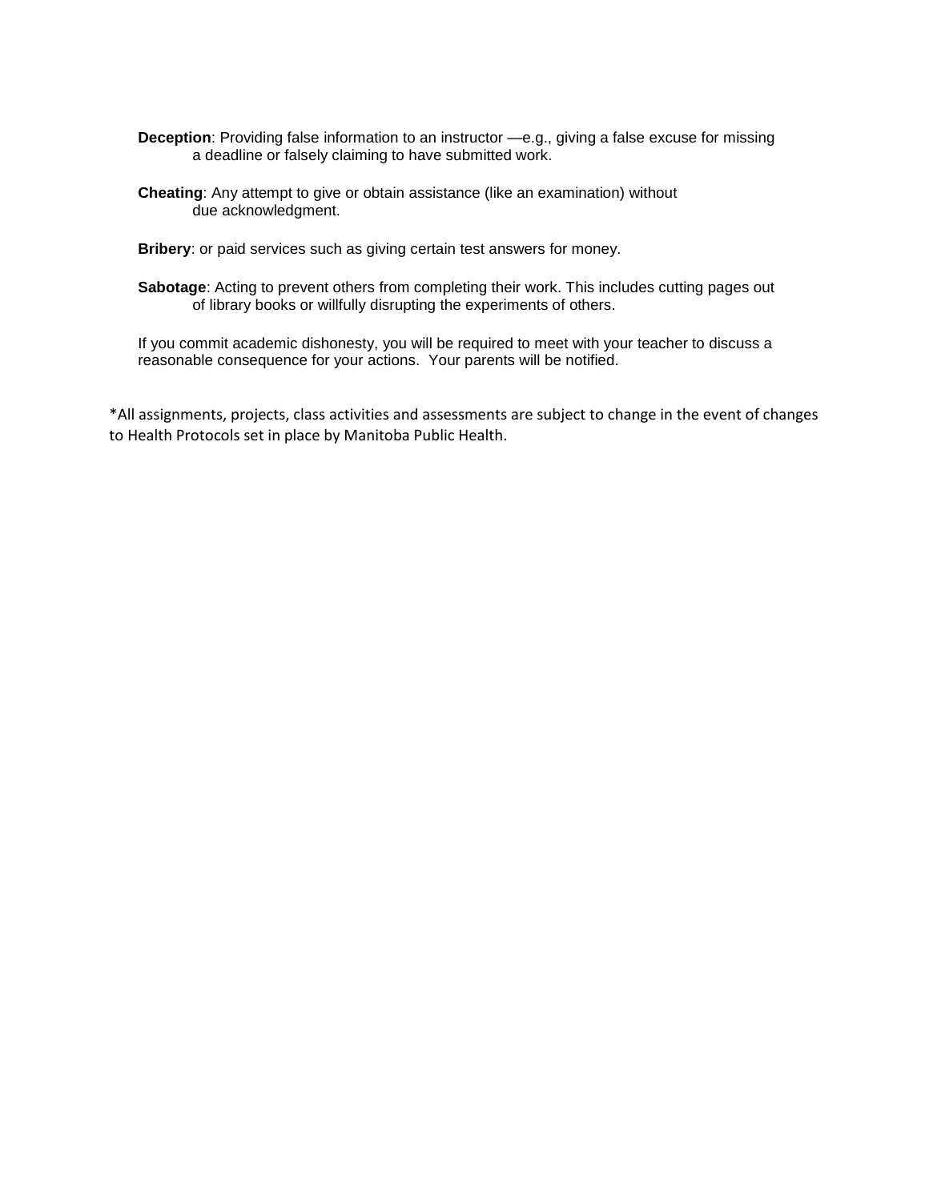**Deception**: Providing false information to an instructor —e.g., giving a false excuse for missing a deadline or falsely claiming to have submitted work.

**Cheating**: Any attempt to give or obtain assistance (like an examination) without due acknowledgment.

**Bribery**: or paid services such as giving certain test answers for money.

**Sabotage**: Acting to prevent others from completing their work. This includes cutting pages out of library books or willfully disrupting the experiments of others.

If you commit academic dishonesty, you will be required to meet with your teacher to discuss a reasonable consequence for your actions.  Your parents will be notified.

*All assignments, projects, class activities and assessments are subject to change in the event of changes to Health Protocols set in place by Manitoba Public Health.